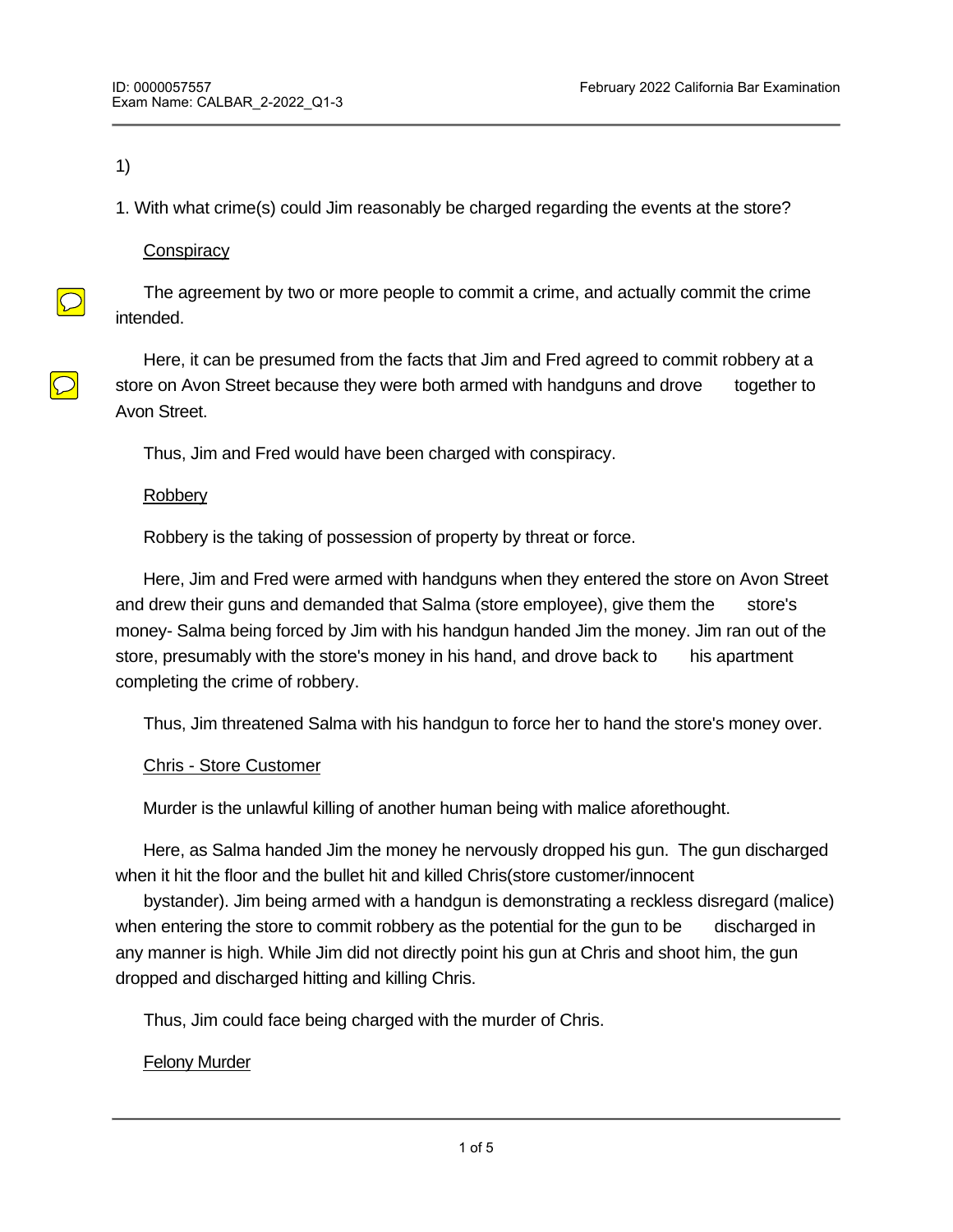1)

1. With what crime(s) could Jim reasonably be charged regarding the events at the store?

Conspiracy

The agreement by two or more people to commit a crime, and actually commit the crime intended.

Here, it can be presumed from the facts that Jim and Fred agreed to commit robbery at a store on Avon Street because they were both armed with handguns and drove together to Avon Street.

Thus, Jim and Fred would have been charged with conspiracy.

Robbery

Robbery is the taking of possession of property by threat or force.

Here, Jim and Fred were armed with handguns when they entered the store on Avon Street and drew their guns and demanded that Salma (store employee), give them the store's money- Salma being forced by Jim with his handgun handed Jim the money. Jim ran out of the store, presumably with the store's money in his hand, and drove back to his apartment completing the crime of robbery.

Thus, Jim threatened Salma with his handgun to force her to hand the store's money over.

Chris - Store Customer

Murder is the unlawful killing of another human being with malice aforethought.

Here, as Salma handed Jim the money he nervously dropped his gun. The gun discharged when it hit the floor and the bullet hit and killed Chris(store customer/innocent bystander). Jim being armed with a handgun is demonstrating a reckless disregard (malice) when entering the store to commit robbery as the potential for the gun to be discharged in any manner is high. While Jim did not directly point his gun at Chris and shoot him, the gun dropped and discharged hitting and killing Chris.

Thus, Jim could face being charged with the murder of Chris.

Felony Murder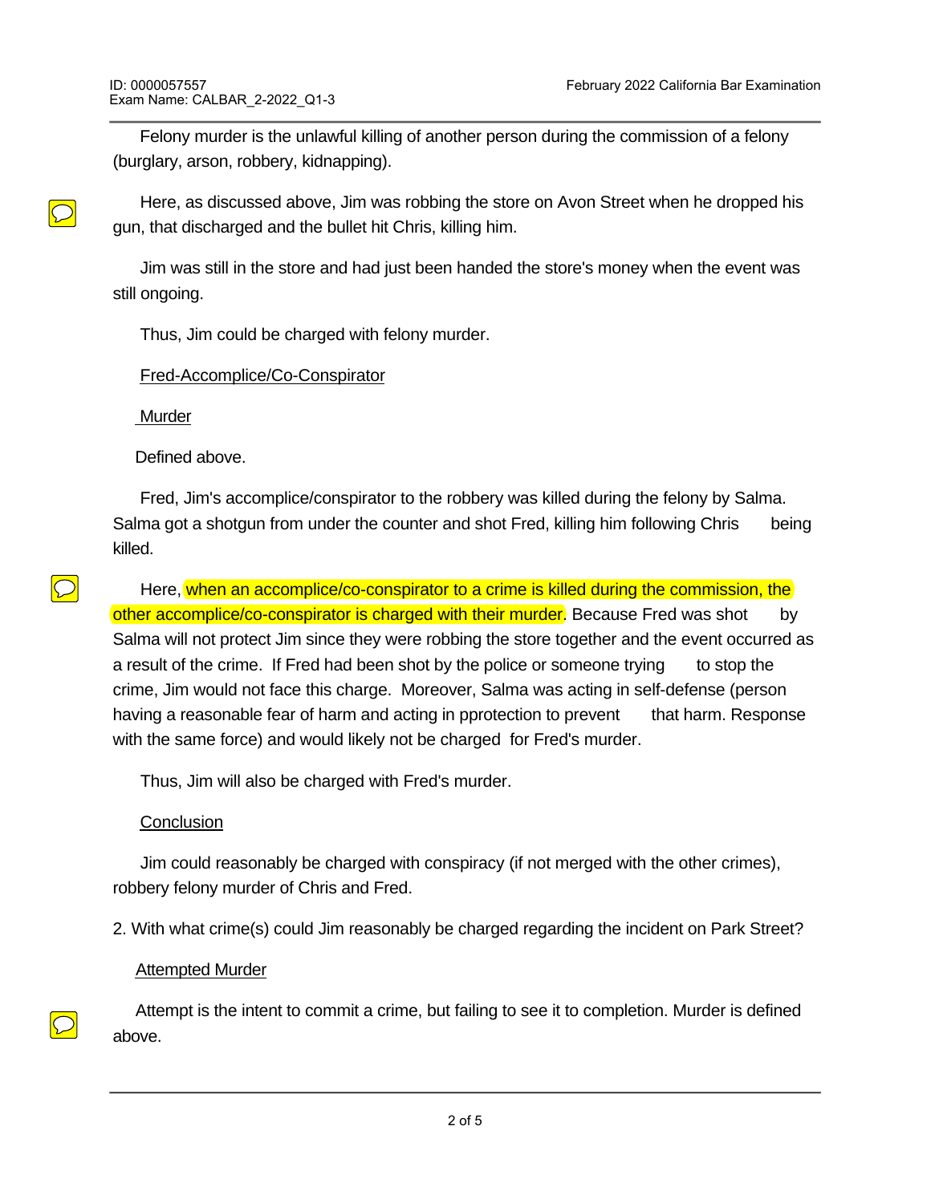Felony murder is the unlawful killing of another person during the commission of a felony (burglary, arson, robbery, kidnapping).

Here, as discussed above, Jim was robbing the store on Avon Street when he dropped his gun, that discharged and the bullet hit Chris, killing him.

Jim was still in the store and had just been handed the store's money when the event was still ongoing.

Thus, Jim could be charged with felony murder.

<u>Fred-Accomplice/Co-Conspirator</u>

<u>Murder</u>

Defined above.

Fred, Jim's accomplice/conspirator to the robbery was killed during the felony by Salma. Salma got a shotgun from under the counter and shot Fred, killing him following Chris being killed.

Here, when an accomplice/co-conspirator to a crime is killed during the commission, the other accomplice/co-conspirator is charged with their murder. Because Fred was shot by Salma will not protect Jim since they were robbing the store together and the event occurred as a result of the crime. If Fred had been shot by the police or someone trying to stop the crime, Jim would not face this charge. Moreover, Salma was acting in self-defense (person having a reasonable fear of harm and acting in pprotection to prevent that harm. Response with the same force) and would likely not be charged for Fred's murder.

Thus, Jim will also be charged with Fred's murder.

<u>Conclusion</u>

Jim could reasonably be charged with conspiracy (if not merged with the other crimes), robbery felony murder of Chris and Fred.

2. With what crime(s) could Jim reasonably be charged regarding the incident on Park Street?

<u>Attempted Murder</u>

Attempt is the intent to commit a crime, but failing to see it to completion. Murder is defined above.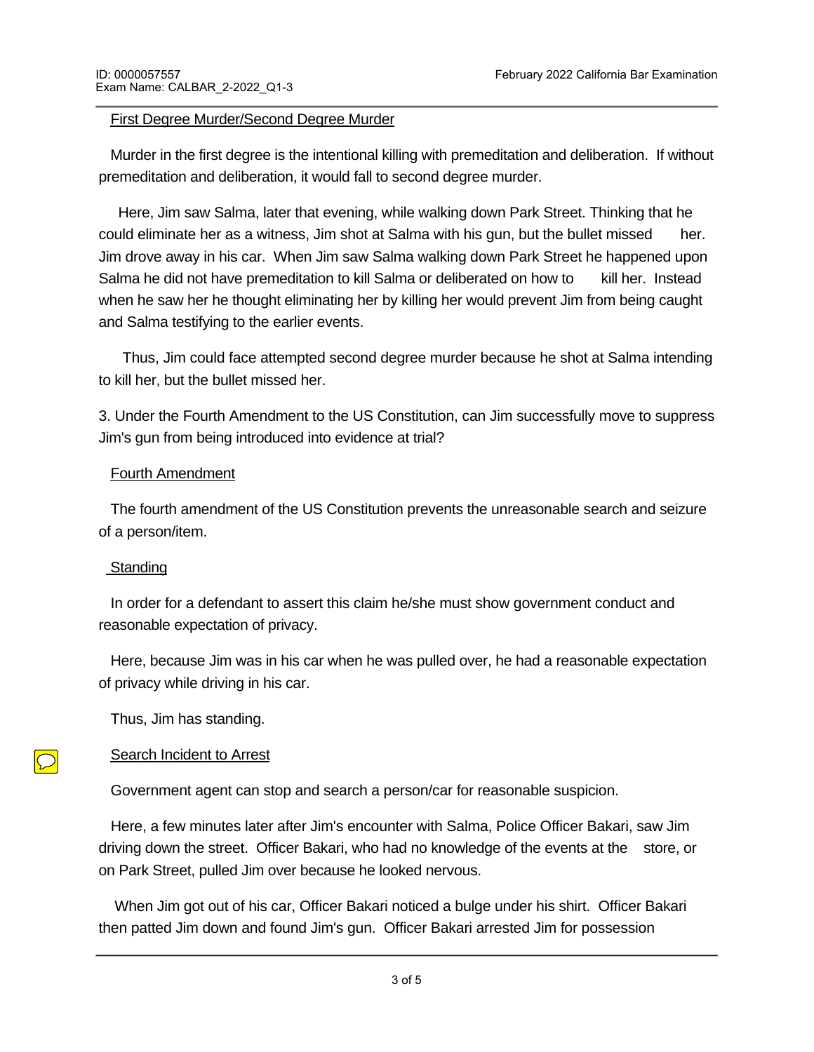<u>First Degree Murder/Second Degree Murder</u>

Murder in the first degree is the intentional killing with premeditation and deliberation. If without premeditation and deliberation, it would fall to second degree murder.

Here, Jim saw Salma, later that evening, while walking down Park Street. Thinking that he could eliminate her as a witness, Jim shot at Salma with his gun, but the bullet missed her. Jim drove away in his car. When Jim saw Salma walking down Park Street he happened upon Salma he did not have premeditation to kill Salma or deliberated on how to kill her. Instead when he saw her he thought eliminating her by killing her would prevent Jim from being caught and Salma testifying to the earlier events.

Thus, Jim could face attempted second degree murder because he shot at Salma intending to kill her, but the bullet missed her.

3. Under the Fourth Amendment to the US Constitution, can Jim successfully move to suppress Jim's gun from being introduced into evidence at trial?

<u>Fourth Amendment</u>

The fourth amendment of the US Constitution prevents the unreasonable search and seizure of a person/item.

<u>Standing</u>

In order for a defendant to assert this claim he/she must show government conduct and reasonable expectation of privacy.

Here, because Jim was in his car when he was pulled over, he had a reasonable expectation of privacy while driving in his car.

Thus, Jim has standing.

<u>Search Incident to Arrest</u>

Government agent can stop and search a person/car for reasonable suspicion.

Here, a few minutes later after Jim's encounter with Salma, Police Officer Bakari, saw Jim driving down the street. Officer Bakari, who had no knowledge of the events at the store, or on Park Street, pulled Jim over because he looked nervous.

When Jim got out of his car, Officer Bakari noticed a bulge under his shirt. Officer Bakari then patted Jim down and found Jim's gun. Officer Bakari arrested Jim for possession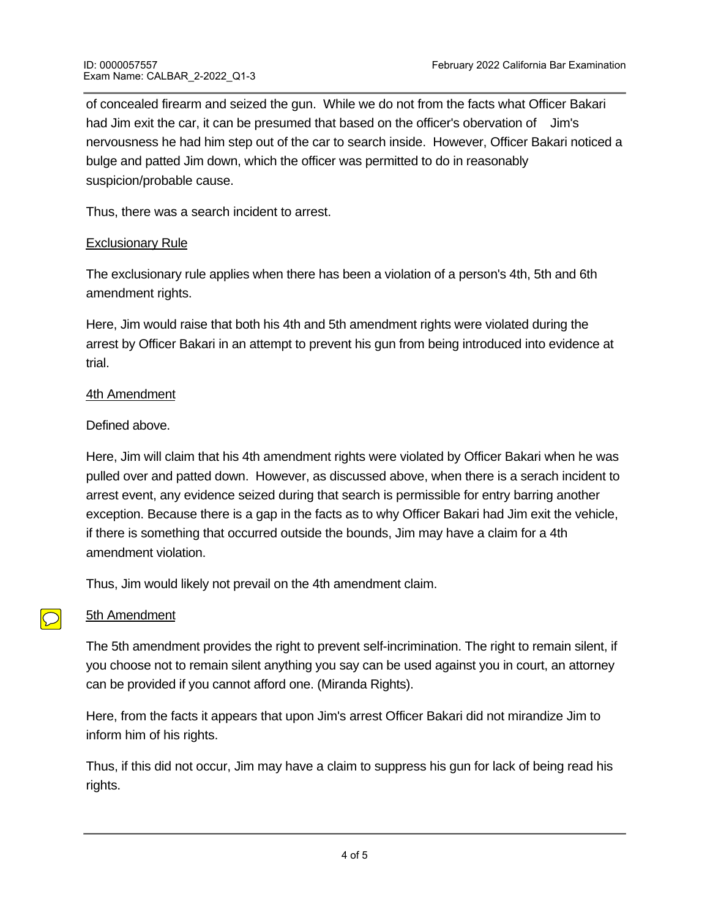of concealed firearm and seized the gun. While we do not from the facts what Officer Bakari had Jim exit the car, it can be presumed that based on the officer's obervation of Jim's nervousness he had him step out of the car to search inside. However, Officer Bakari noticed a bulge and patted Jim down, which the officer was permitted to do in reasonably suspicion/probable cause.

Thus, there was a search incident to arrest.

<u>Exclusionary Rule</u>

The exclusionary rule applies when there has been a violation of a person's 4th, 5th and 6th amendment rights.

Here, Jim would raise that both his 4th and 5th amendment rights were violated during the arrest by Officer Bakari in an attempt to prevent his gun from being introduced into evidence at trial.

<u>4th Amendment</u>

Defined above.

Here, Jim will claim that his 4th amendment rights were violated by Officer Bakari when he was pulled over and patted down. However, as discussed above, when there is a serach incident to arrest event, any evidence seized during that search is permissible for entry barring another exception. Because there is a gap in the facts as to why Officer Bakari had Jim exit the vehicle, if there is something that occurred outside the bounds, Jim may have a claim for a 4th amendment violation.

Thus, Jim would likely not prevail on the 4th amendment claim.

<u>5th Amendment</u>

The 5th amendment provides the right to prevent self-incrimination. The right to remain silent, if you choose not to remain silent anything you say can be used against you in court, an attorney can be provided if you cannot afford one. (Miranda Rights).

Here, from the facts it appears that upon Jim's arrest Officer Bakari did not mirandize Jim to inform him of his rights.

Thus, if this did not occur, Jim may have a claim to suppress his gun for lack of being read his rights.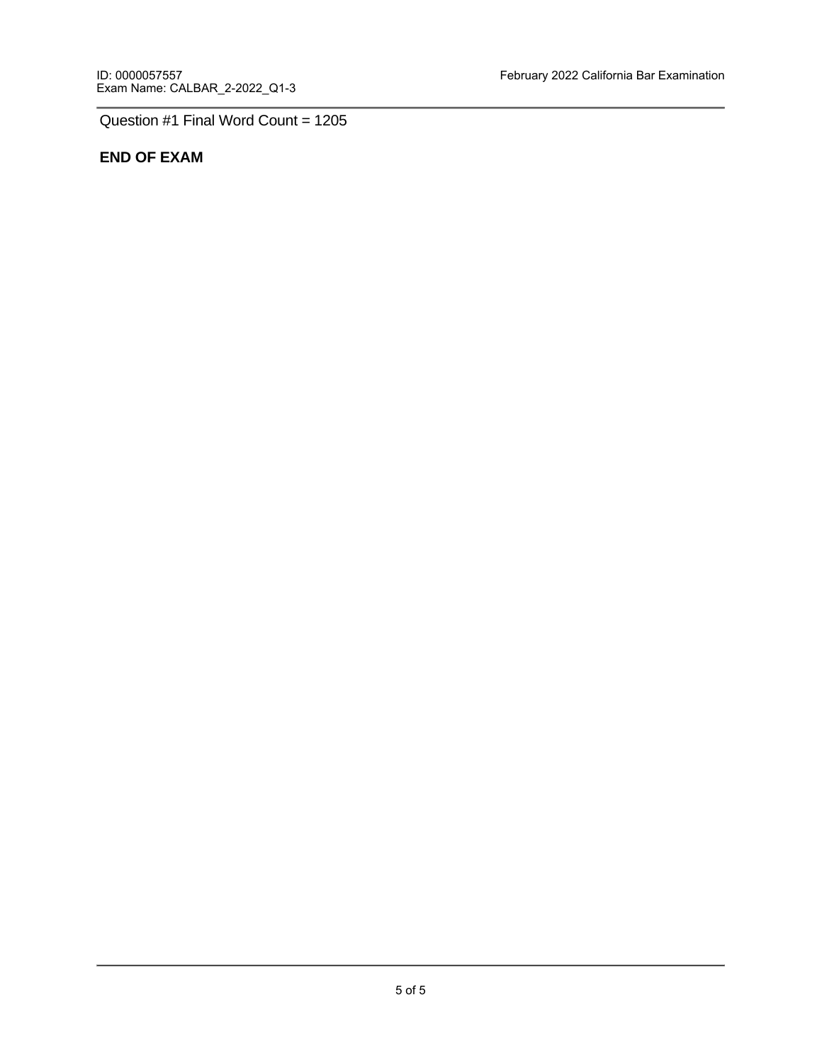Question #1 Final Word Count = 1205

**END OF EXAM**